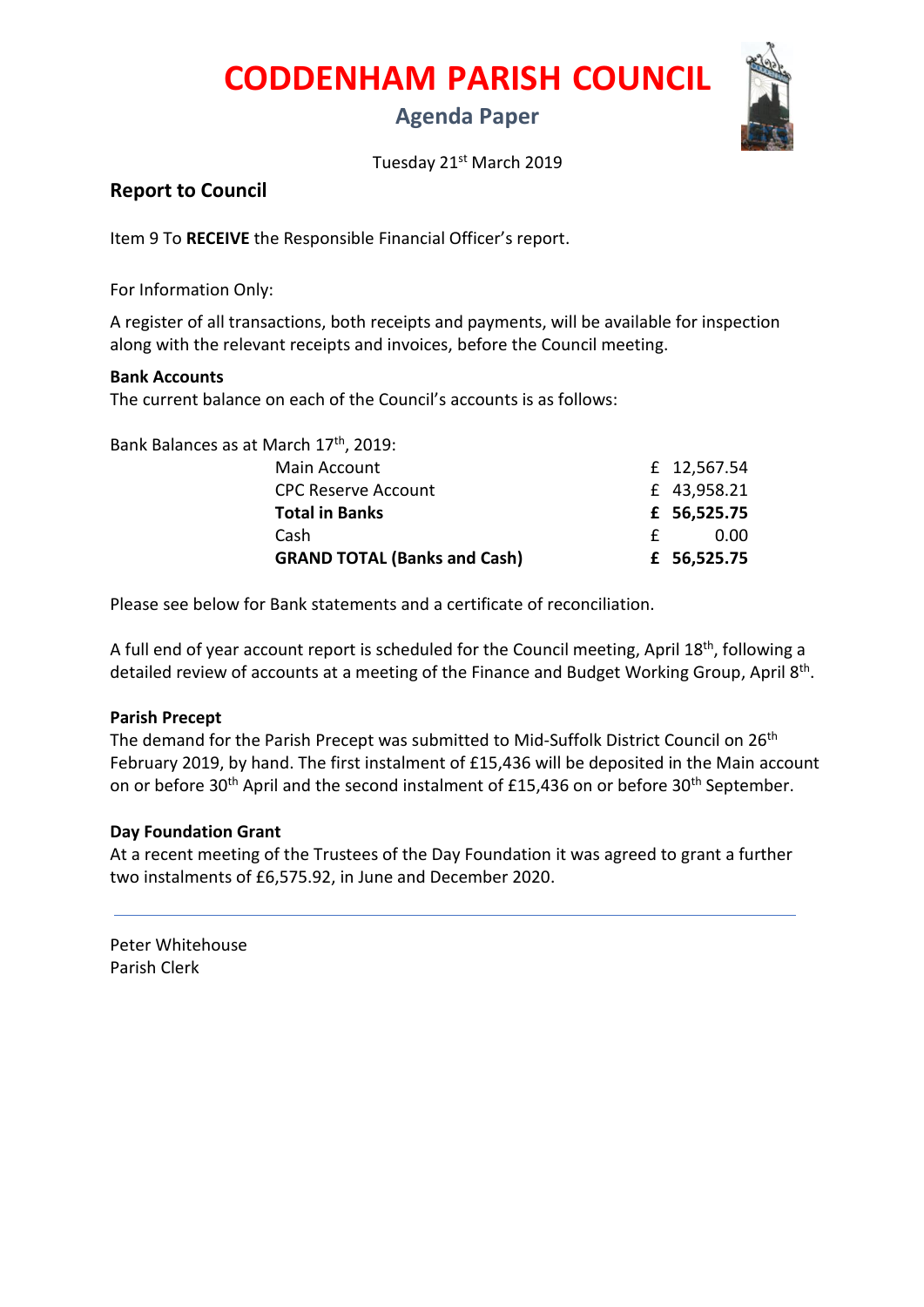# CODDENHAM PARISH COUNCIL

## Agenda Paper

Tuesday 21st March 2019

### Report to Council

Item 9 To **RECEIVE** the Responsible Financial Officer's report.

For Information Only:

A register of all transactions, both receipts and payments, will be available for inspection along with the relevant receipts and invoices, before the Council meeting.

**Bank Accounts**
The current balance on each of the Council's accounts is as follows:

Bank Balances as at March 17th, 2019:

| | |
|---|---|
| Main Account | £ 12,567.54 |
| CPC Reserve Account | £ 43,958.21 |
| **Total in Banks** | **£ 56,525.75** |
| Cash | £ 0.00 |
| **GRAND TOTAL (Banks and Cash)** | **£ 56,525.75** |

Please see below for Bank statements and a certificate of reconciliation.

A full end of year account report is scheduled for the Council meeting, April 18th, following a detailed review of accounts at a meeting of the Finance and Budget Working Group, April 8th.

**Parish Precept**
The demand for the Parish Precept was submitted to Mid-Suffolk District Council on 26th February 2019, by hand. The first instalment of £15,436 will be deposited in the Main account on or before 30th April and the second instalment of £15,436 on or before 30th September.

**Day Foundation Grant**
At a recent meeting of the Trustees of the Day Foundation it was agreed to grant a further two instalments of £6,575.92, in June and December 2020.

---

Peter Whitehouse
Parish Clerk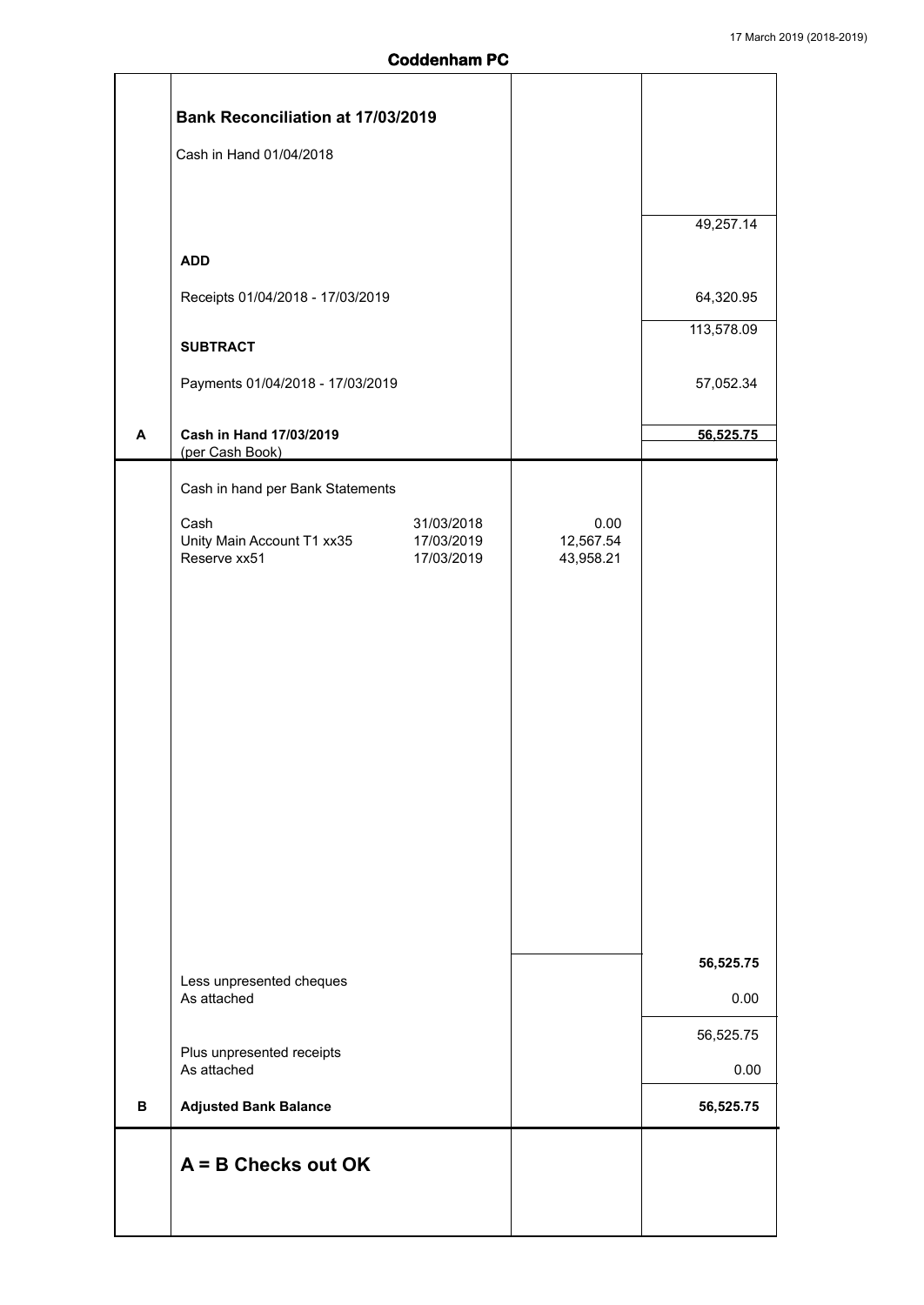## Coddenham PC

| | | | |
|---|---|---|---|
| | **Bank Reconciliation at 17/03/2019** | | |
| | Cash in Hand 01/04/2018 | | |
| | | | 49,257.14 |
| | **ADD** | | |
| | Receipts 01/04/2018 - 17/03/2019 | | 64,320.95 |
| | | | 113,578.09 |
| | **SUBTRACT** | | |
| | Payments 01/04/2018 - 17/03/2019 | | 57,052.34 |
| **A** | **Cash in Hand 17/03/2019** (per Cash Book) | | **56,525.75** |
| | Cash in hand per Bank Statements | | |
| | Cash 31/03/2018 | 0.00 | |
| | Unity Main Account T1 xx35 17/03/2019 | 12,567.54 | |
| | Reserve xx51 17/03/2019 | 43,958.21 | |
| | | | **56,525.75** |
| | Less unpresented cheques As attached | | 0.00 |
| | | | 56,525.75 |
| | Plus unpresented receipts As attached | | 0.00 |
| **B** | **Adjusted Bank Balance** | | **56,525.75** |
| | **A = B Checks out OK** | | |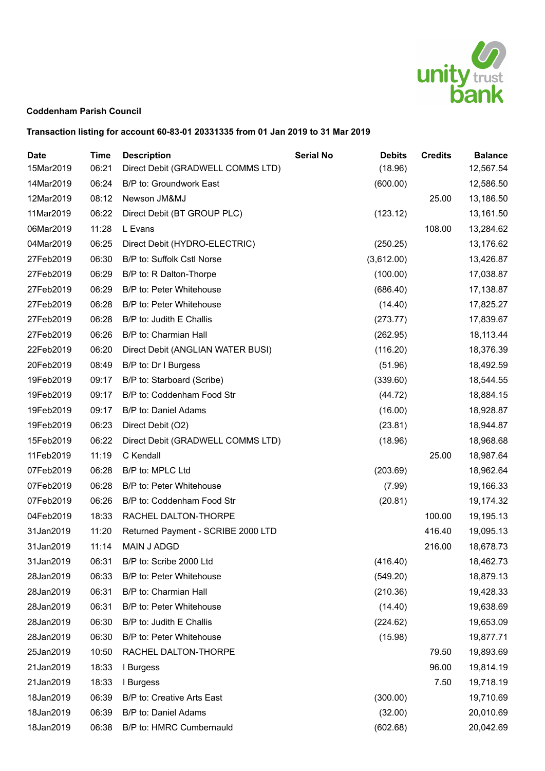**Coddenham Parish Council**

**Transaction listing for account 60-83-01 20331335 from 01 Jan 2019 to 31 Mar 2019**

| Date | Time | Description | Serial No | Debits | Credits | Balance |
|---|---|---|---|---|---|---|
| 15Mar2019 | 06:21 | Direct Debit (GRADWELL COMMS LTD) | | (18.96) | | 12,567.54 |
| 14Mar2019 | 06:24 | B/P to: Groundwork East | | (600.00) | | 12,586.50 |
| 12Mar2019 | 08:12 | Newson JM&MJ | | | 25.00 | 13,186.50 |
| 11Mar2019 | 06:22 | Direct Debit (BT GROUP PLC) | | (123.12) | | 13,161.50 |
| 06Mar2019 | 11:28 | L Evans | | | 108.00 | 13,284.62 |
| 04Mar2019 | 06:25 | Direct Debit (HYDRO-ELECTRIC) | | (250.25) | | 13,176.62 |
| 27Feb2019 | 06:30 | B/P to: Suffolk Cstl Norse | | (3,612.00) | | 13,426.87 |
| 27Feb2019 | 06:29 | B/P to: R Dalton-Thorpe | | (100.00) | | 17,038.87 |
| 27Feb2019 | 06:29 | B/P to: Peter Whitehouse | | (686.40) | | 17,138.87 |
| 27Feb2019 | 06:28 | B/P to: Peter Whitehouse | | (14.40) | | 17,825.27 |
| 27Feb2019 | 06:28 | B/P to: Judith E Challis | | (273.77) | | 17,839.67 |
| 27Feb2019 | 06:26 | B/P to: Charmian Hall | | (262.95) | | 18,113.44 |
| 22Feb2019 | 06:20 | Direct Debit (ANGLIAN WATER BUSI) | | (116.20) | | 18,376.39 |
| 20Feb2019 | 08:49 | B/P to: Dr I Burgess | | (51.96) | | 18,492.59 |
| 19Feb2019 | 09:17 | B/P to: Starboard (Scribe) | | (339.60) | | 18,544.55 |
| 19Feb2019 | 09:17 | B/P to: Coddenham Food Str | | (44.72) | | 18,884.15 |
| 19Feb2019 | 09:17 | B/P to: Daniel Adams | | (16.00) | | 18,928.87 |
| 19Feb2019 | 06:23 | Direct Debit (O2) | | (23.81) | | 18,944.87 |
| 15Feb2019 | 06:22 | Direct Debit (GRADWELL COMMS LTD) | | (18.96) | | 18,968.68 |
| 11Feb2019 | 11:19 | C Kendall | | | 25.00 | 18,987.64 |
| 07Feb2019 | 06:28 | B/P to: MPLC Ltd | | (203.69) | | 18,962.64 |
| 07Feb2019 | 06:28 | B/P to: Peter Whitehouse | | (7.99) | | 19,166.33 |
| 07Feb2019 | 06:26 | B/P to: Coddenham Food Str | | (20.81) | | 19,174.32 |
| 04Feb2019 | 18:33 | RACHEL DALTON-THORPE | | | 100.00 | 19,195.13 |
| 31Jan2019 | 11:20 | Returned Payment - SCRIBE 2000 LTD | | | 416.40 | 19,095.13 |
| 31Jan2019 | 11:14 | MAIN J ADGD | | | 216.00 | 18,678.73 |
| 31Jan2019 | 06:31 | B/P to: Scribe 2000 Ltd | | (416.40) | | 18,462.73 |
| 28Jan2019 | 06:33 | B/P to: Peter Whitehouse | | (549.20) | | 18,879.13 |
| 28Jan2019 | 06:31 | B/P to: Charmian Hall | | (210.36) | | 19,428.33 |
| 28Jan2019 | 06:31 | B/P to: Peter Whitehouse | | (14.40) | | 19,638.69 |
| 28Jan2019 | 06:30 | B/P to: Judith E Challis | | (224.62) | | 19,653.09 |
| 28Jan2019 | 06:30 | B/P to: Peter Whitehouse | | (15.98) | | 19,877.71 |
| 25Jan2019 | 10:50 | RACHEL DALTON-THORPE | | | 79.50 | 19,893.69 |
| 21Jan2019 | 18:33 | I Burgess | | | 96.00 | 19,814.19 |
| 21Jan2019 | 18:33 | I Burgess | | | 7.50 | 19,718.19 |
| 18Jan2019 | 06:39 | B/P to: Creative Arts East | | (300.00) | | 19,710.69 |
| 18Jan2019 | 06:39 | B/P to: Daniel Adams | | (32.00) | | 20,010.69 |
| 18Jan2019 | 06:38 | B/P to: HMRC Cumbernauld | | (602.68) | | 20,042.69 |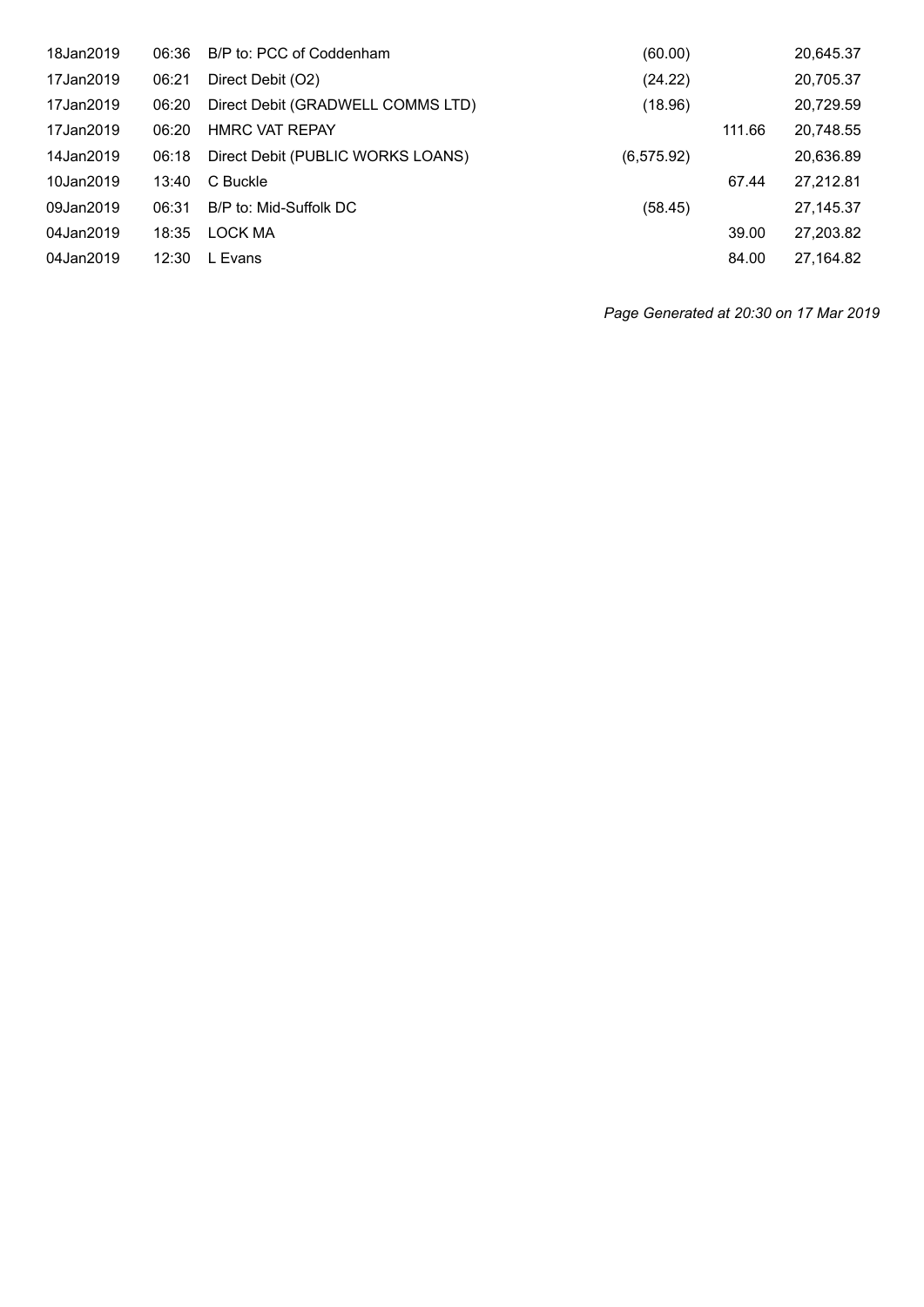| | | | | | |
|---|---|---|---|---|---|
| 18Jan2019 | 06:36 | B/P to: PCC of Coddenham | (60.00) | | 20,645.37 |
| 17Jan2019 | 06:21 | Direct Debit (O2) | (24.22) | | 20,705.37 |
| 17Jan2019 | 06:20 | Direct Debit (GRADWELL COMMS LTD) | (18.96) | | 20,729.59 |
| 17Jan2019 | 06:20 | HMRC VAT REPAY | | 111.66 | 20,748.55 |
| 14Jan2019 | 06:18 | Direct Debit (PUBLIC WORKS LOANS) | (6,575.92) | | 20,636.89 |
| 10Jan2019 | 13:40 | C Buckle | | 67.44 | 27,212.81 |
| 09Jan2019 | 06:31 | B/P to: Mid-Suffolk DC | (58.45) | | 27,145.37 |
| 04Jan2019 | 18:35 | LOCK MA | | 39.00 | 27,203.82 |
| 04Jan2019 | 12:30 | L Evans | | 84.00 | 27,164.82 |

*Page Generated at 20:30 on 17 Mar 2019*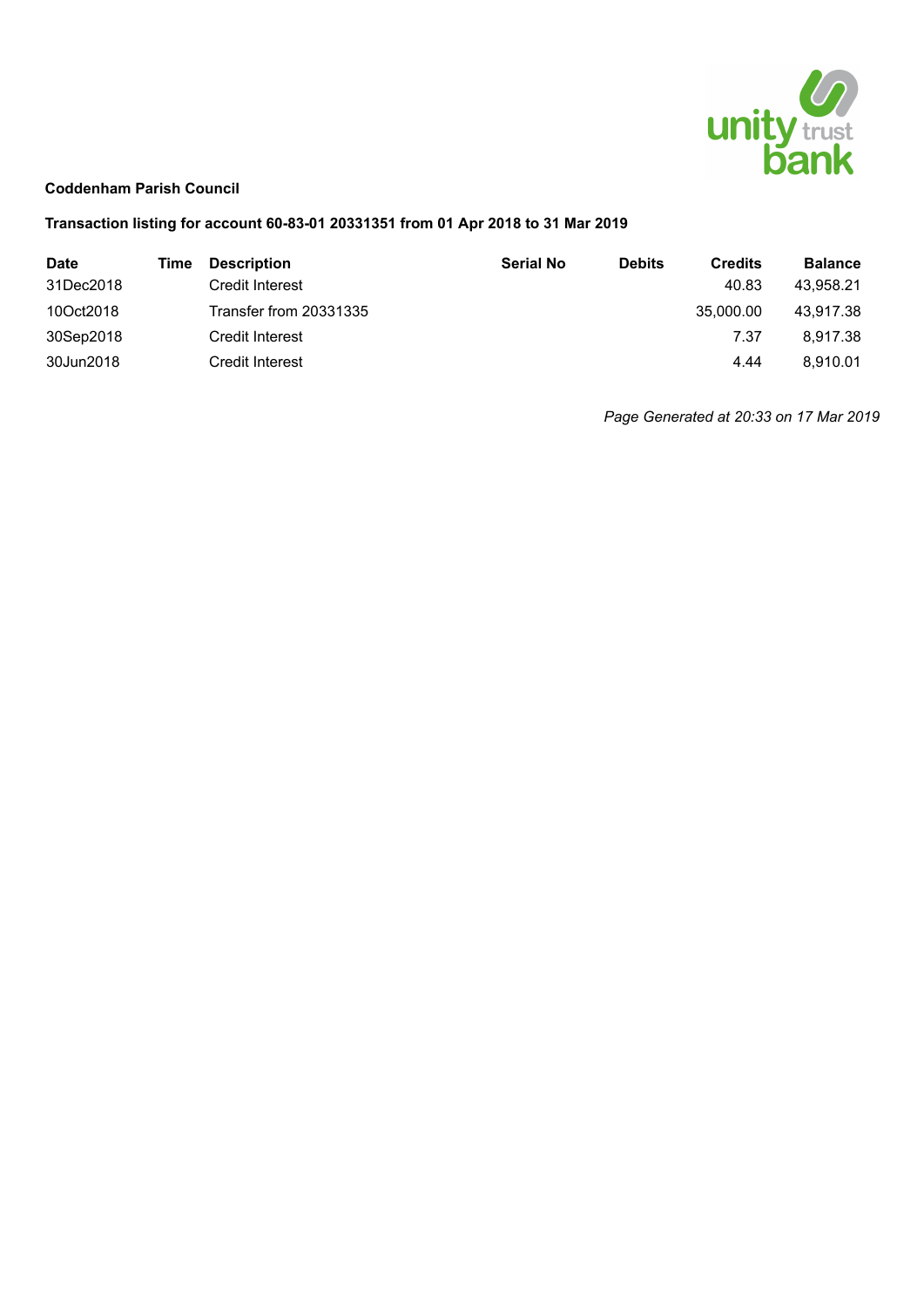unity trust bank

**Coddenham Parish Council**

**Transaction listing for account 60-83-01 20331351 from 01 Apr 2018 to 31 Mar 2019**

| Date | Time | Description | Serial No | Debits | Credits | Balance |
|---|---|---|---|---|---|---|
| 31Dec2018 | | Credit Interest | | | 40.83 | 43,958.21 |
| 10Oct2018 | | Transfer from 20331335 | | | 35,000.00 | 43,917.38 |
| 30Sep2018 | | Credit Interest | | | 7.37 | 8,917.38 |
| 30Jun2018 | | Credit Interest | | | 4.44 | 8,910.01 |

*Page Generated at 20:33 on 17 Mar 2019*